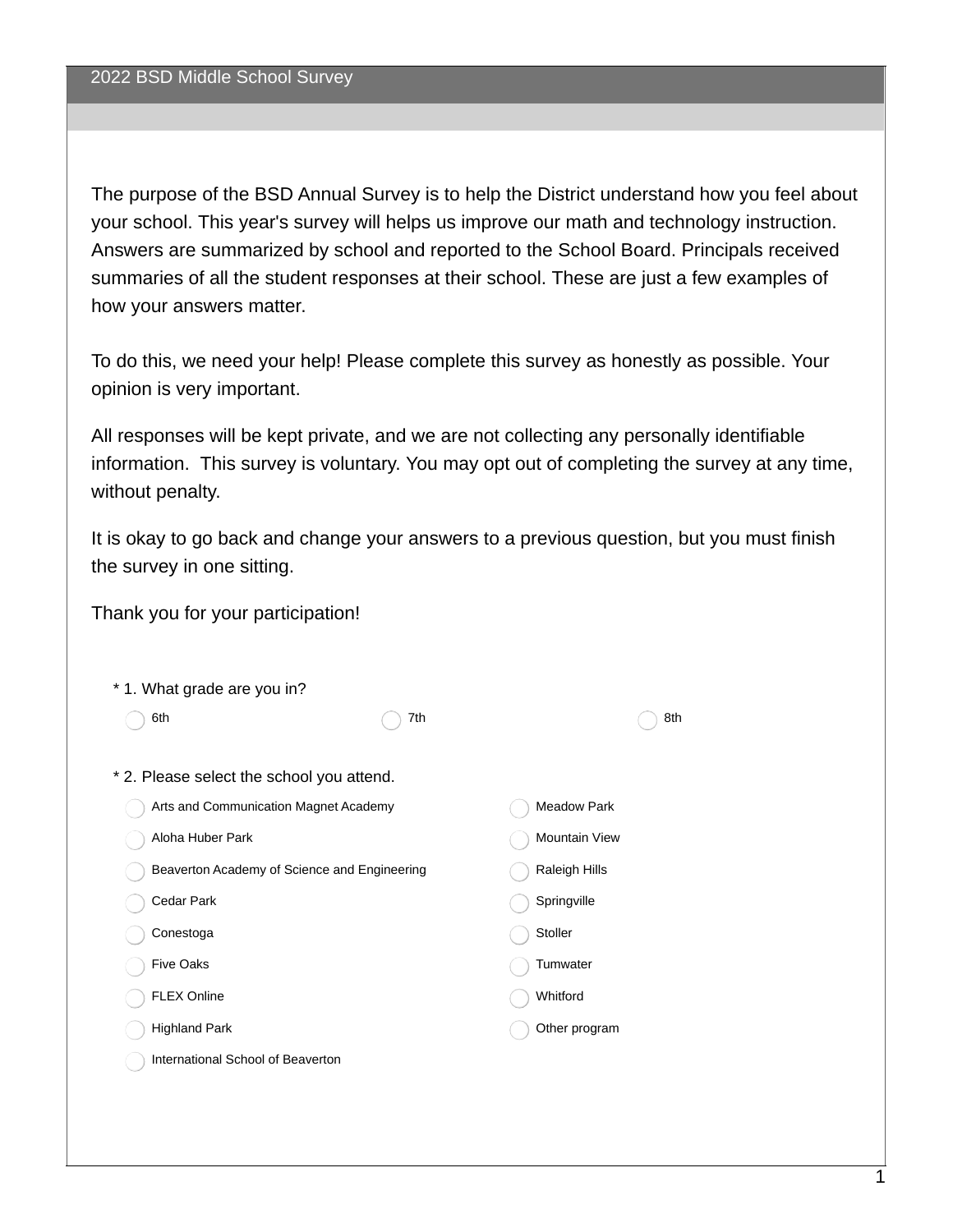# 2022 BSD Middle School Survey

The purpose of the BSD Annual Survey is to help the District understand how you feel about your school. This year's survey will helps us improve our math and technology instruction. Answers are summarized by school and reported to the School Board. Principals received summaries of all the student responses at their school. These are just a few examples of how your answers matter.

To do this, we need your help! Please complete this survey as honestly as possible. Your opinion is very important.

All responses will be kept private, and we are not collecting any personally identifiable information.  This survey is voluntary. You may opt out of completing the survey at any time, without penalty.

It is okay to go back and change your answers to a previous question, but you must finish the survey in one sitting.

Thank you for your participation!

\* 1. What grade are you in?

- ◯ 6th
- ◯ 7th
- ◯ 8th

\* 2. Please select the school you attend.

- ◯ Arts and Communication Magnet Academy
- ◯ Aloha Huber Park
- ◯ Beaverton Academy of Science and Engineering
- ◯ Cedar Park
- ◯ Conestoga
- ◯ Five Oaks
- ◯ FLEX Online
- ◯ Highland Park
- ◯ International School of Beaverton
- ◯ Meadow Park
- ◯ Mountain View
- ◯ Raleigh Hills
- ◯ Springville
- ◯ Stoller
- ◯ Tumwater
- ◯ Whitford
- ◯ Other program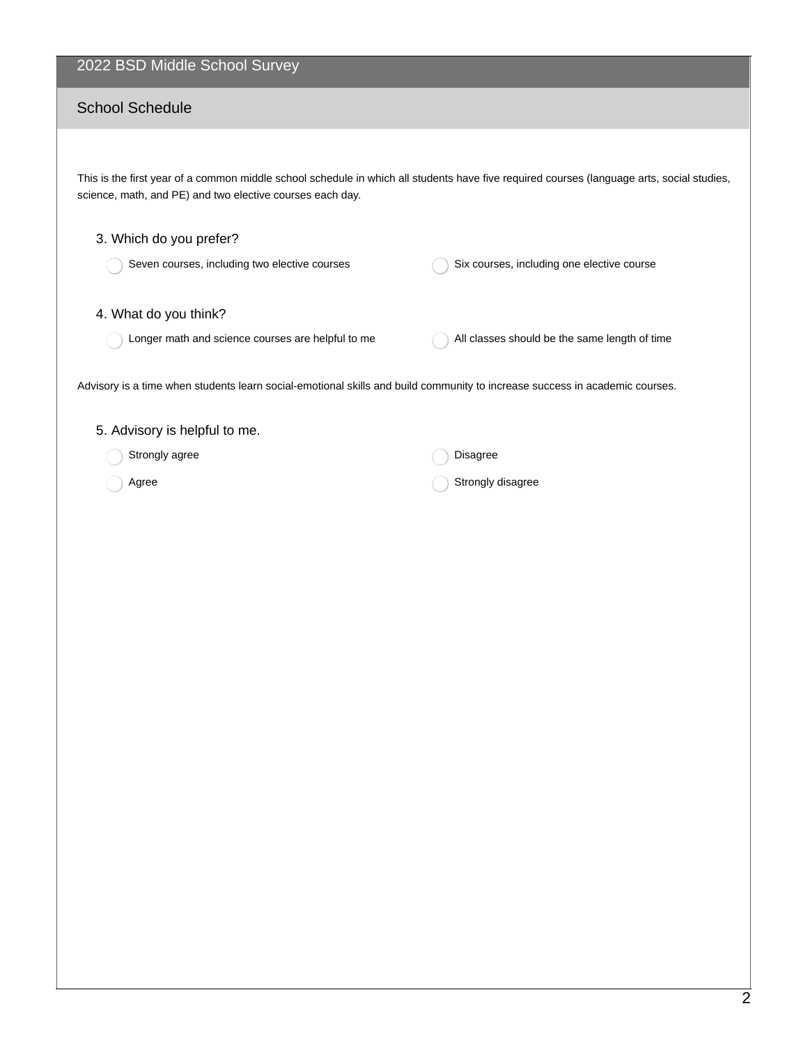# 2022 BSD Middle School Survey

## School Schedule

This is the first year of a common middle school schedule in which all students have five required courses (language arts, social studies, science, math, and PE) and two elective courses each day.

3. Which do you prefer?

- ◯ Seven courses, including two elective courses
- ◯ Six courses, including one elective course

4. What do you think?

- ◯ Longer math and science courses are helpful to me
- ◯ All classes should be the same length of time

Advisory is a time when students learn social-emotional skills and build community to increase success in academic courses.

5. Advisory is helpful to me.

- ◯ Strongly agree
- ◯ Agree
- ◯ Disagree
- ◯ Strongly disagree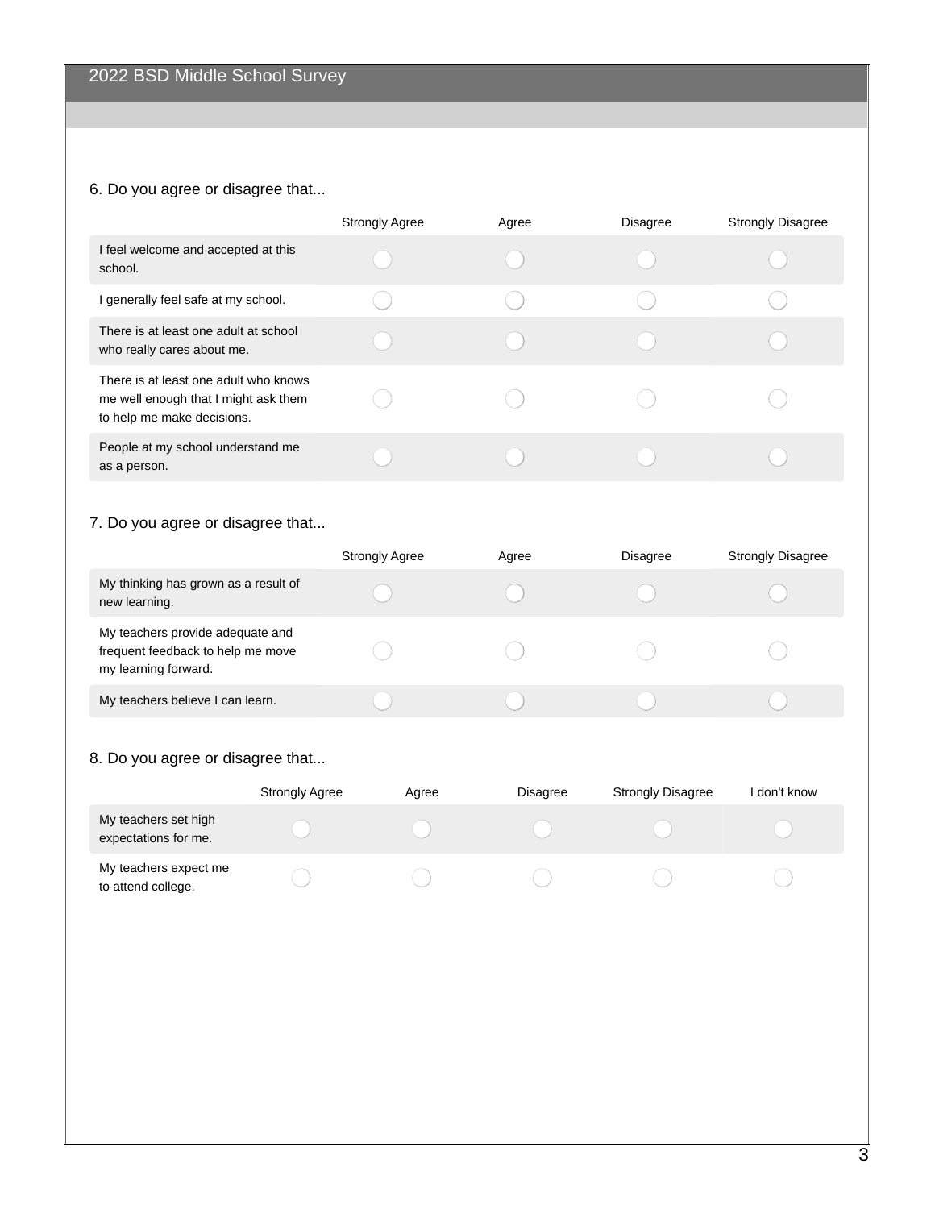2022 BSD Middle School Survey

6. Do you agree or disagree that...

| | Strongly Agree | Agree | Disagree | Strongly Disagree |
|---|---|---|---|---|
| I feel welcome and accepted at this school. | ◯ | ◯ | ◯ | ◯ |
| I generally feel safe at my school. | ◯ | ◯ | ◯ | ◯ |
| There is at least one adult at school who really cares about me. | ◯ | ◯ | ◯ | ◯ |
| There is at least one adult who knows me well enough that I might ask them to help me make decisions. | ◯ | ◯ | ◯ | ◯ |
| People at my school understand me as a person. | ◯ | ◯ | ◯ | ◯ |

7. Do you agree or disagree that...

| | Strongly Agree | Agree | Disagree | Strongly Disagree |
|---|---|---|---|---|
| My thinking has grown as a result of new learning. | ◯ | ◯ | ◯ | ◯ |
| My teachers provide adequate and frequent feedback to help me move my learning forward. | ◯ | ◯ | ◯ | ◯ |
| My teachers believe I can learn. | ◯ | ◯ | ◯ | ◯ |

8. Do you agree or disagree that...

| | Strongly Agree | Agree | Disagree | Strongly Disagree | I don't know |
|---|---|---|---|---|---|
| My teachers set high expectations for me. | ◯ | ◯ | ◯ | ◯ | ◯ |
| My teachers expect me to attend college. | ◯ | ◯ | ◯ | ◯ | ◯ |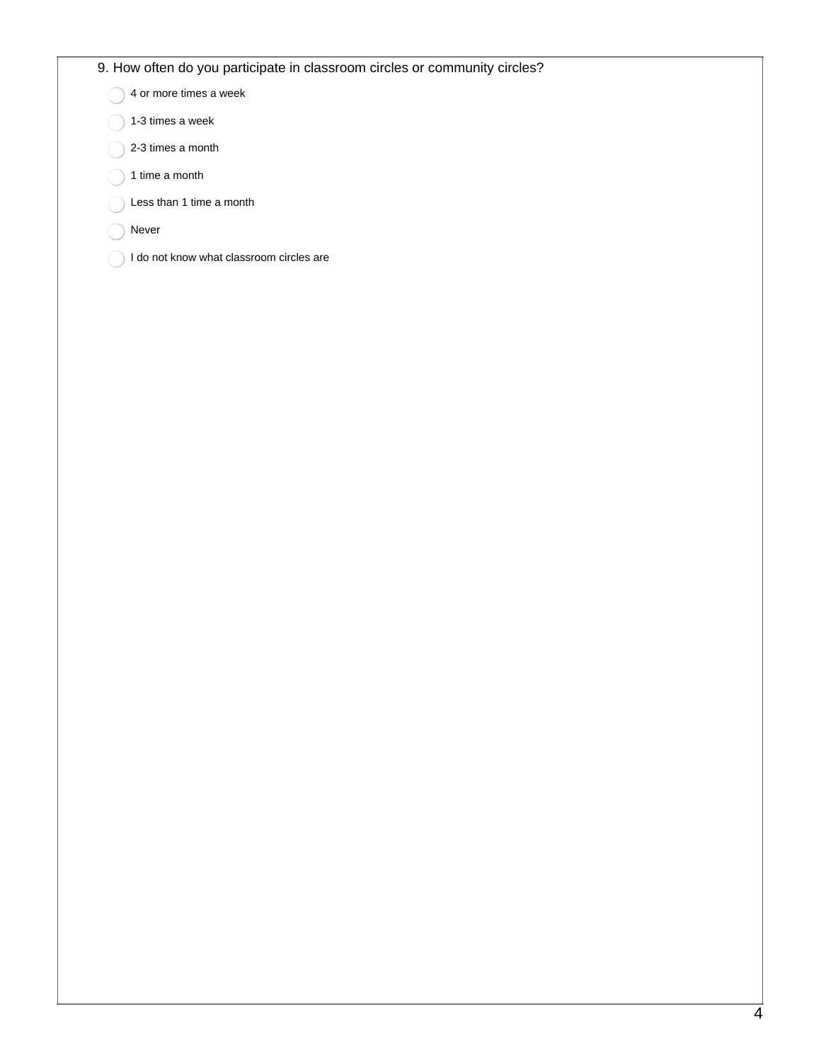9. How often do you participate in classroom circles or community circles?

- 4 or more times a week
- 1-3 times a week
- 2-3 times a month
- 1 time a month
- Less than 1 time a month
- Never
- I do not know what classroom circles are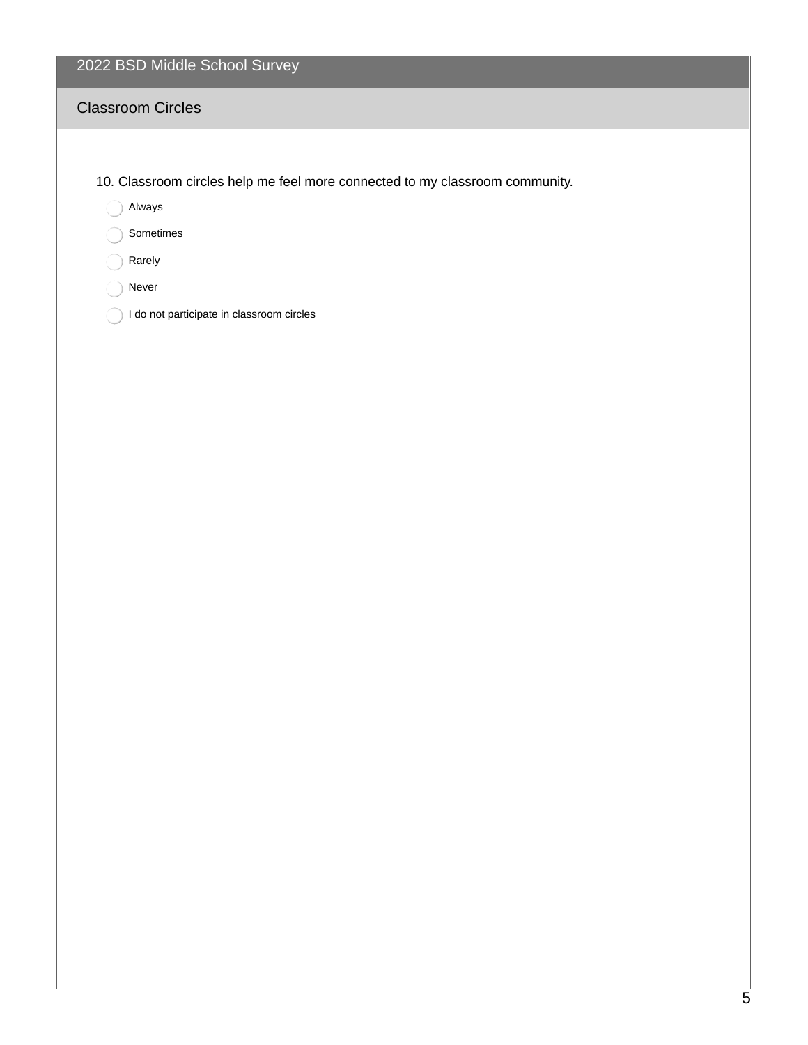## 2022 BSD Middle School Survey

### Classroom Circles

10. Classroom circles help me feel more connected to my classroom community.

- Always
- Sometimes
- Rarely
- Never
- I do not participate in classroom circles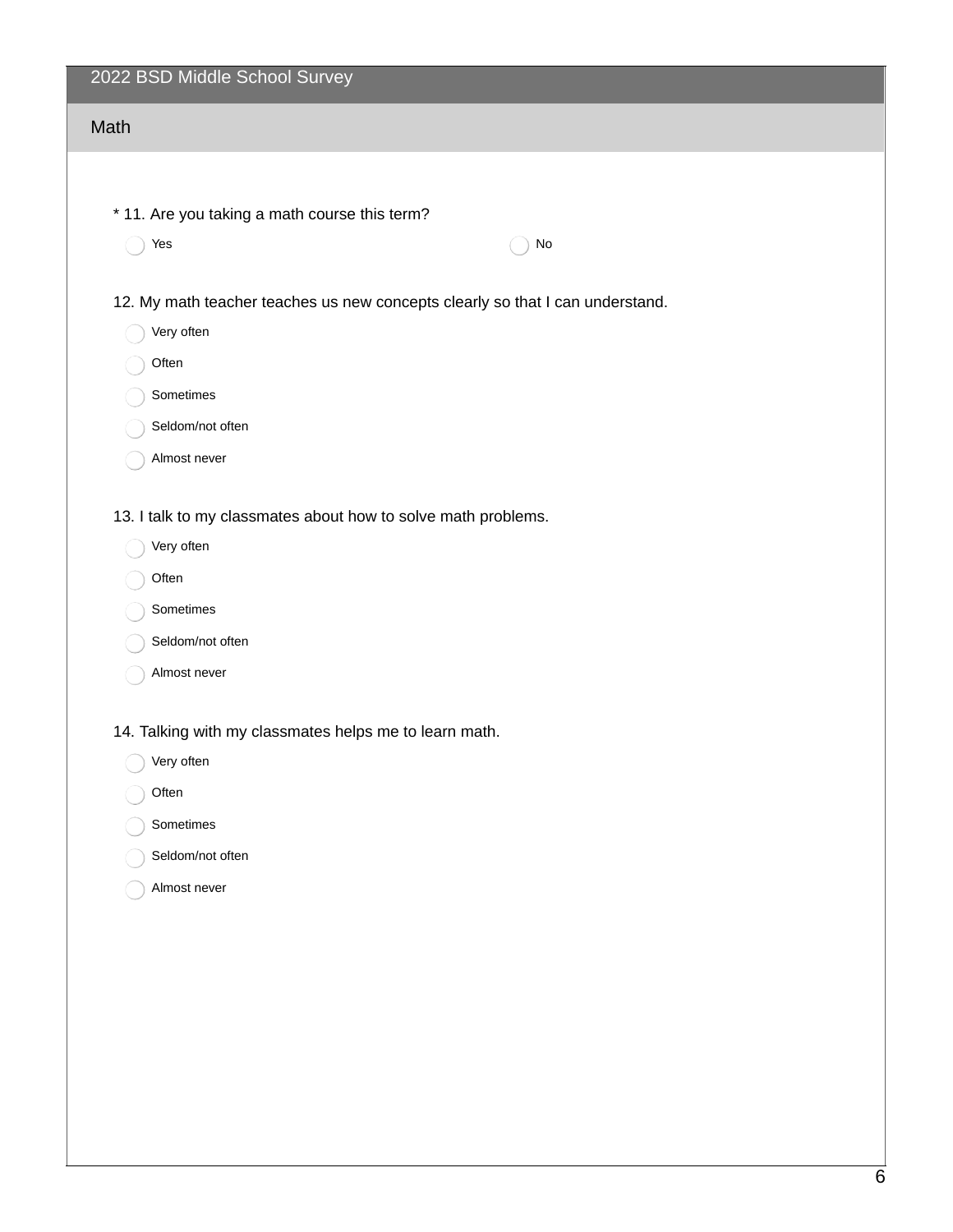## 2022 BSD Middle School Survey

### Math

\* 11. Are you taking a math course this term?

- Yes
- No

12. My math teacher teaches us new concepts clearly so that I can understand.

- Very often
- Often
- Sometimes
- Seldom/not often
- Almost never

13. I talk to my classmates about how to solve math problems.

- Very often
- Often
- Sometimes
- Seldom/not often
- Almost never

14. Talking with my classmates helps me to learn math.

- Very often
- Often
- Sometimes
- Seldom/not often
- Almost never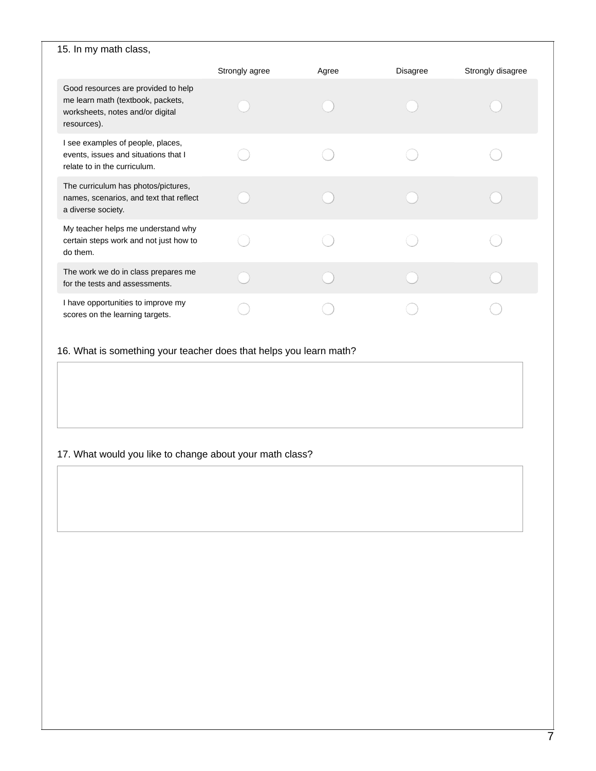15. In my math class,

| | Strongly agree | Agree | Disagree | Strongly disagree |
|---|---|---|---|---|
| Good resources are provided to help me learn math (textbook, packets, worksheets, notes and/or digital resources). | ◯ | ◯ | ◯ | ◯ |
| I see examples of people, places, events, issues and situations that I relate to in the curriculum. | ◯ | ◯ | ◯ | ◯ |
| The curriculum has photos/pictures, names, scenarios, and text that reflect a diverse society. | ◯ | ◯ | ◯ | ◯ |
| My teacher helps me understand why certain steps work and not just how to do them. | ◯ | ◯ | ◯ | ◯ |
| The work we do in class prepares me for the tests and assessments. | ◯ | ◯ | ◯ | ◯ |
| I have opportunities to improve my scores on the learning targets. | ◯ | ◯ | ◯ | ◯ |

16. What is something your teacher does that helps you learn math?

17. What would you like to change about your math class?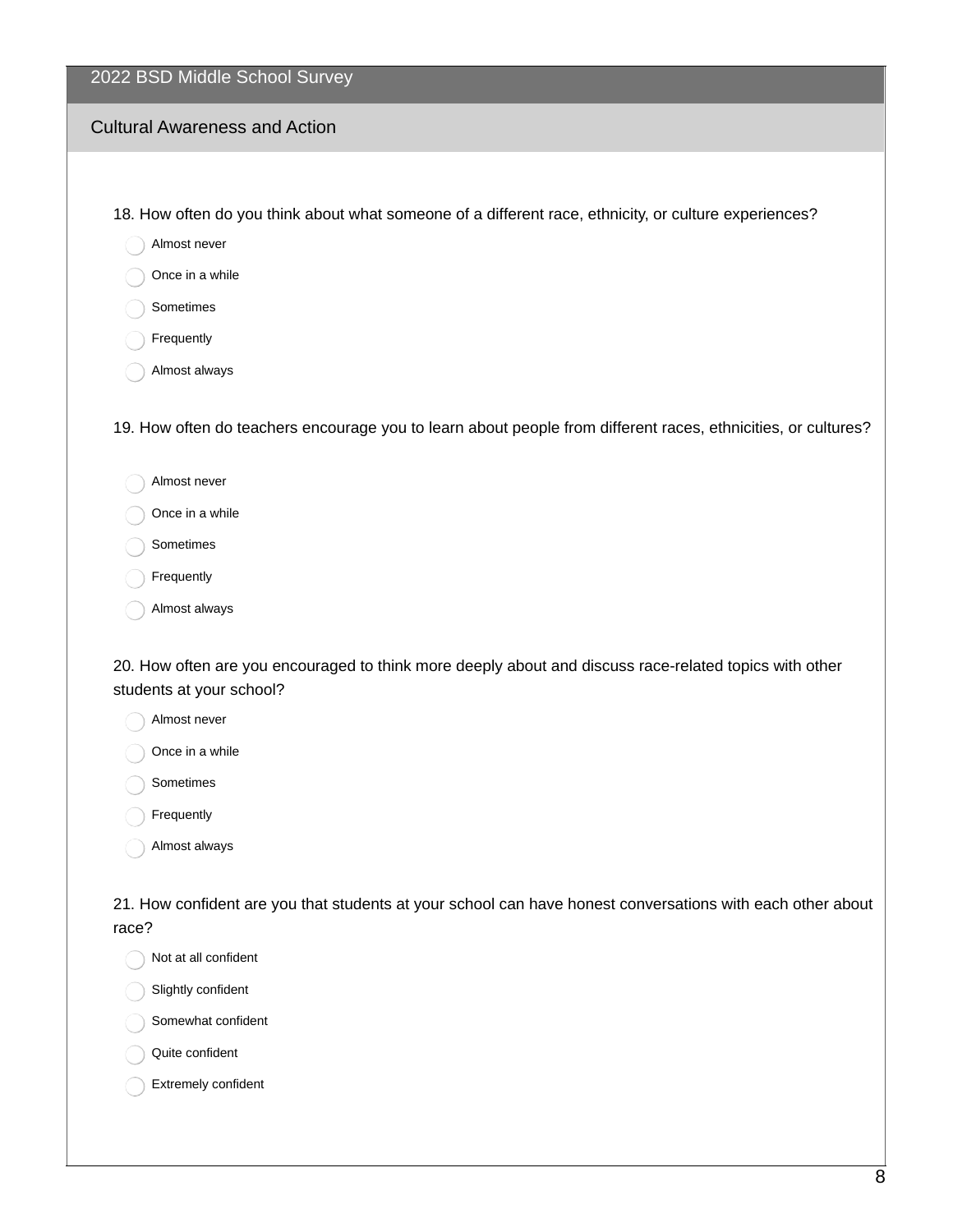## 2022 BSD Middle School Survey

### Cultural Awareness and Action

18. How often do you think about what someone of a different race, ethnicity, or culture experiences?

- Almost never
- Once in a while
- Sometimes
- Frequently
- Almost always

19. How often do teachers encourage you to learn about people from different races, ethnicities, or cultures?

- Almost never
- Once in a while
- Sometimes
- Frequently
- Almost always

20. How often are you encouraged to think more deeply about and discuss race-related topics with other students at your school?

- Almost never
- Once in a while
- Sometimes
- Frequently
- Almost always

21. How confident are you that students at your school can have honest conversations with each other about race?

- Not at all confident
- Slightly confident
- Somewhat confident
- Quite confident
- Extremely confident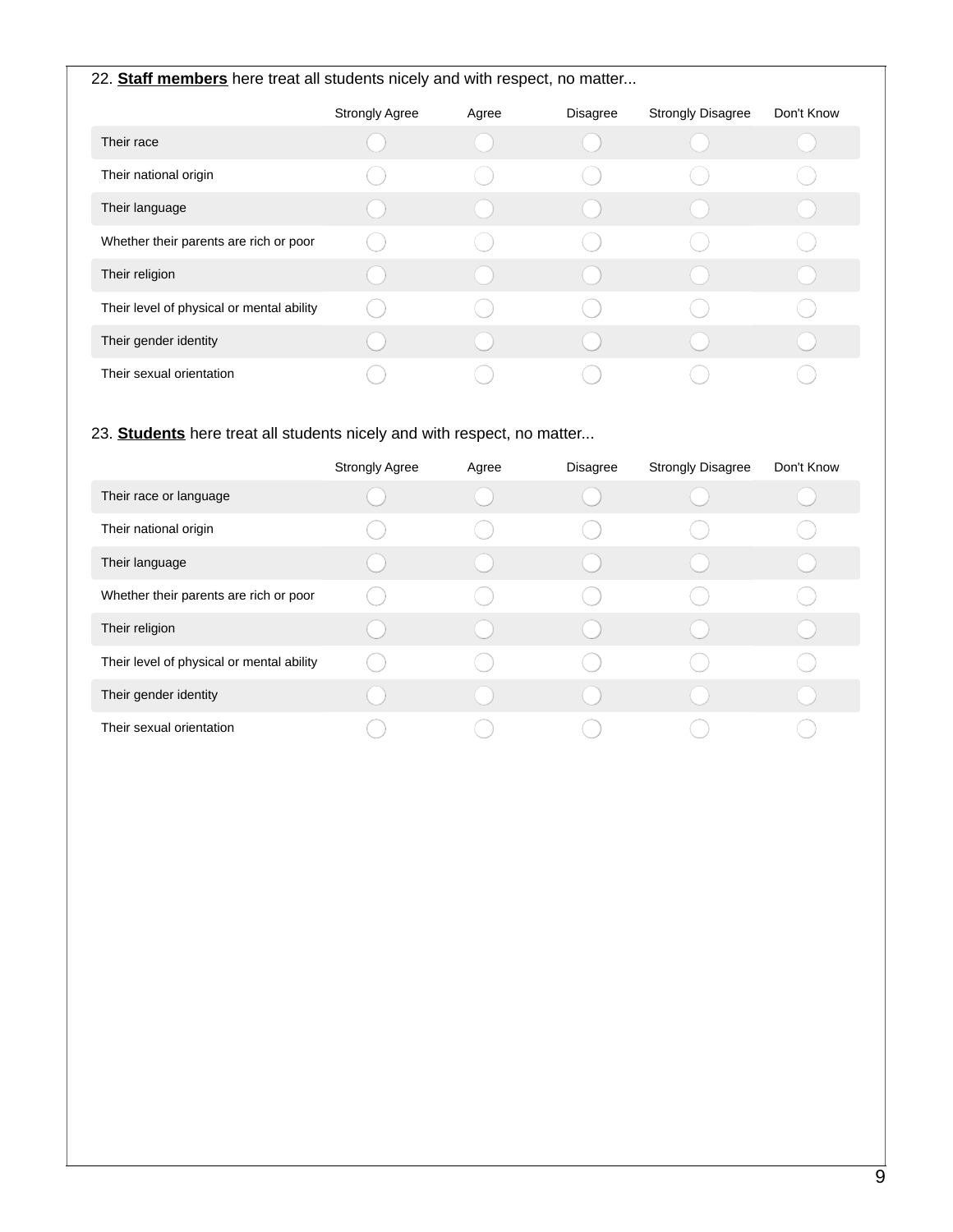22. **Staff members** here treat all students nicely and with respect, no matter...

| | Strongly Agree | Agree | Disagree | Strongly Disagree | Don't Know |
|---|---|---|---|---|---|
| Their race | ◯ | ◯ | ◯ | ◯ | ◯ |
| Their national origin | ◯ | ◯ | ◯ | ◯ | ◯ |
| Their language | ◯ | ◯ | ◯ | ◯ | ◯ |
| Whether their parents are rich or poor | ◯ | ◯ | ◯ | ◯ | ◯ |
| Their religion | ◯ | ◯ | ◯ | ◯ | ◯ |
| Their level of physical or mental ability | ◯ | ◯ | ◯ | ◯ | ◯ |
| Their gender identity | ◯ | ◯ | ◯ | ◯ | ◯ |
| Their sexual orientation | ◯ | ◯ | ◯ | ◯ | ◯ |

23. **Students** here treat all students nicely and with respect, no matter...

| | Strongly Agree | Agree | Disagree | Strongly Disagree | Don't Know |
|---|---|---|---|---|---|
| Their race or language | ◯ | ◯ | ◯ | ◯ | ◯ |
| Their national origin | ◯ | ◯ | ◯ | ◯ | ◯ |
| Their language | ◯ | ◯ | ◯ | ◯ | ◯ |
| Whether their parents are rich or poor | ◯ | ◯ | ◯ | ◯ | ◯ |
| Their religion | ◯ | ◯ | ◯ | ◯ | ◯ |
| Their level of physical or mental ability | ◯ | ◯ | ◯ | ◯ | ◯ |
| Their gender identity | ◯ | ◯ | ◯ | ◯ | ◯ |
| Their sexual orientation | ◯ | ◯ | ◯ | ◯ | ◯ |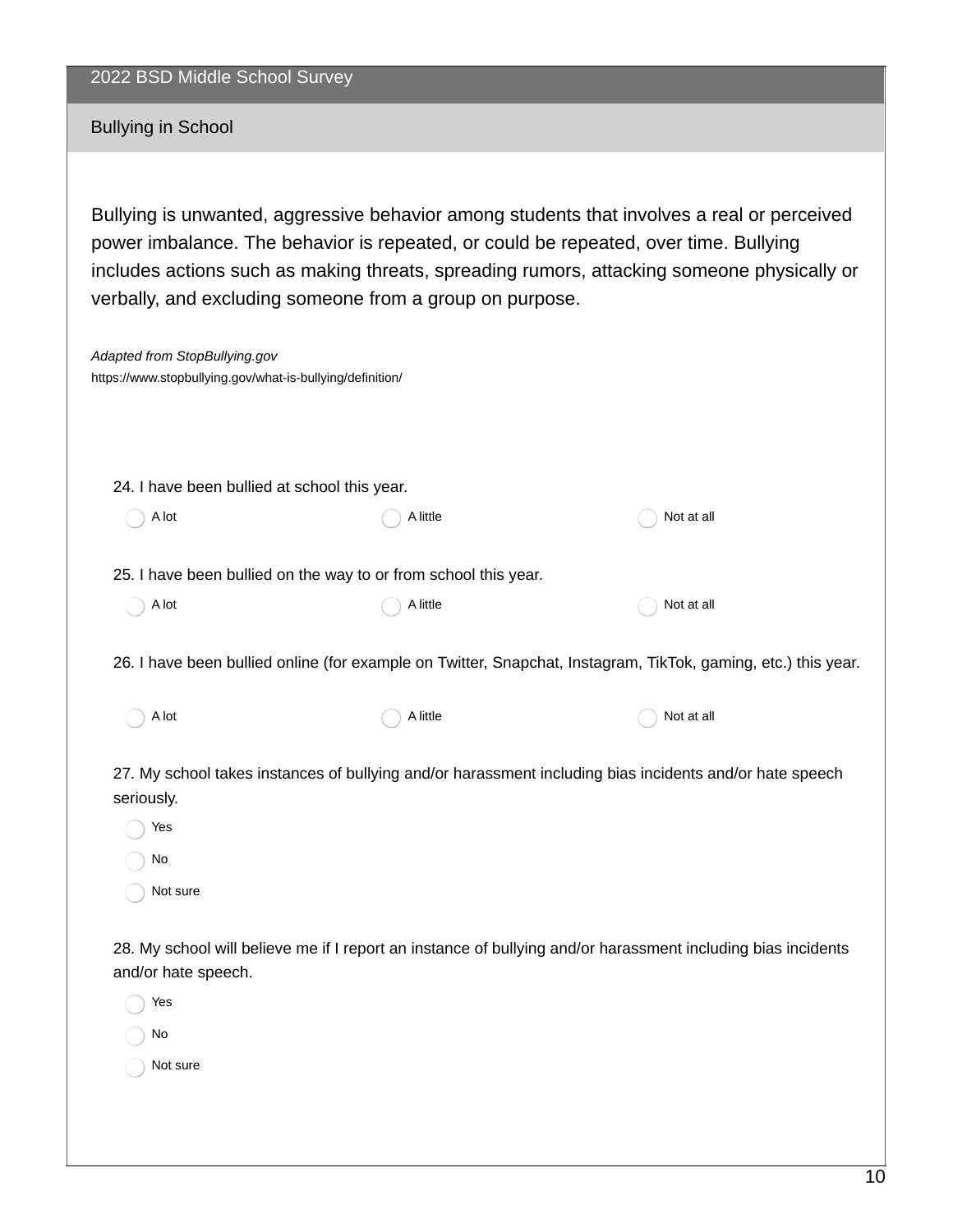## 2022 BSD Middle School Survey

### Bullying in School

Bullying is unwanted, aggressive behavior among students that involves a real or perceived power imbalance. The behavior is repeated, or could be repeated, over time. Bullying includes actions such as making threats, spreading rumors, attacking someone physically or verbally, and excluding someone from a group on purpose.

*Adapted from StopBullying.gov*
https://www.stopbullying.gov/what-is-bullying/definition/

24. I have been bullied at school this year.

- A lot
- A little
- Not at all

25. I have been bullied on the way to or from school this year.

- A lot
- A little
- Not at all

26. I have been bullied online (for example on Twitter, Snapchat, Instagram, TikTok, gaming, etc.) this year.

- A lot
- A little
- Not at all

27. My school takes instances of bullying and/or harassment including bias incidents and/or hate speech seriously.

- Yes
- No
- Not sure

28. My school will believe me if I report an instance of bullying and/or harassment including bias incidents and/or hate speech.

- Yes
- No
- Not sure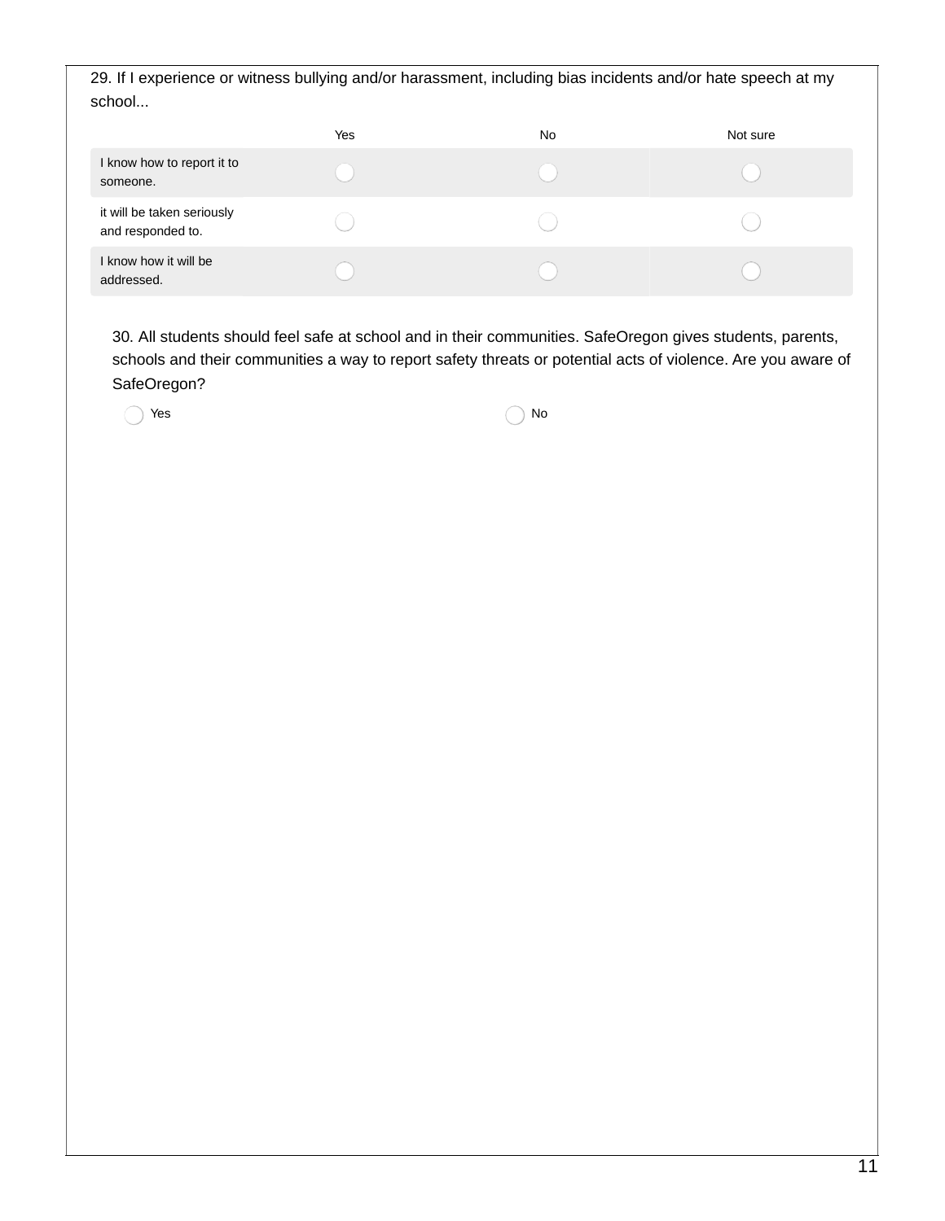29. If I experience or witness bullying and/or harassment, including bias incidents and/or hate speech at my school...

| | Yes | No | Not sure |
|---|---|---|---|
| I know how to report it to someone. | ◯ | ◯ | ◯ |
| it will be taken seriously and responded to. | ◯ | ◯ | ◯ |
| I know how it will be addressed. | ◯ | ◯ | ◯ |

30. All students should feel safe at school and in their communities. SafeOregon gives students, parents, schools and their communities a way to report safety threats or potential acts of violence. Are you aware of SafeOregon?

◯ Yes ◯ No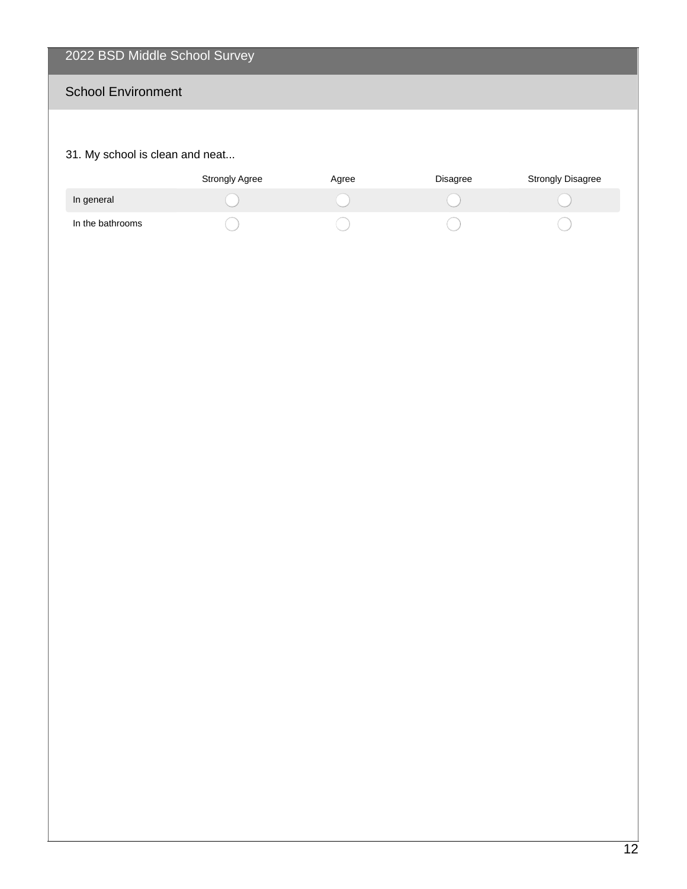# 2022 BSD Middle School Survey

## School Environment

31. My school is clean and neat...

| | Strongly Agree | Agree | Disagree | Strongly Disagree |
|---|---|---|---|---|
| In general | ◯ | ◯ | ◯ | ◯ |
| In the bathrooms | ◯ | ◯ | ◯ | ◯ |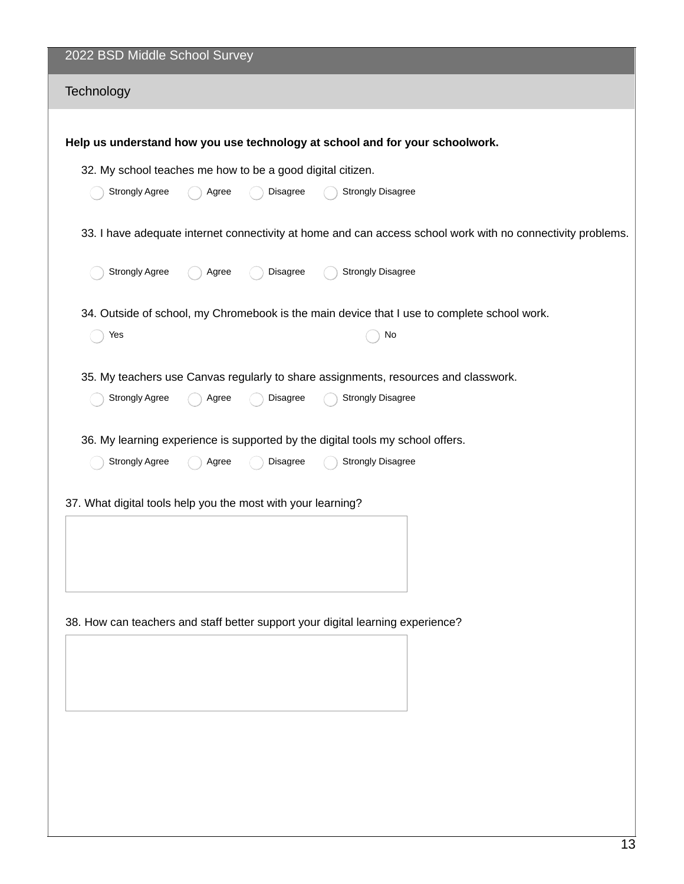## 2022 BSD Middle School Survey

### Technology

**Help us understand how you use technology at school and for your schoolwork.**

32. My school teaches me how to be a good digital citizen.

- ◯ Strongly Agree
- ◯ Agree
- ◯ Disagree
- ◯ Strongly Disagree

33. I have adequate internet connectivity at home and can access school work with no connectivity problems.

- ◯ Strongly Agree
- ◯ Agree
- ◯ Disagree
- ◯ Strongly Disagree

34. Outside of school, my Chromebook is the main device that I use to complete school work.

- ◯ Yes
- ◯ No

35. My teachers use Canvas regularly to share assignments, resources and classwork.

- ◯ Strongly Agree
- ◯ Agree
- ◯ Disagree
- ◯ Strongly Disagree

36. My learning experience is supported by the digital tools my school offers.

- ◯ Strongly Agree
- ◯ Agree
- ◯ Disagree
- ◯ Strongly Disagree

37. What digital tools help you the most with your learning?

38. How can teachers and staff better support your digital learning experience?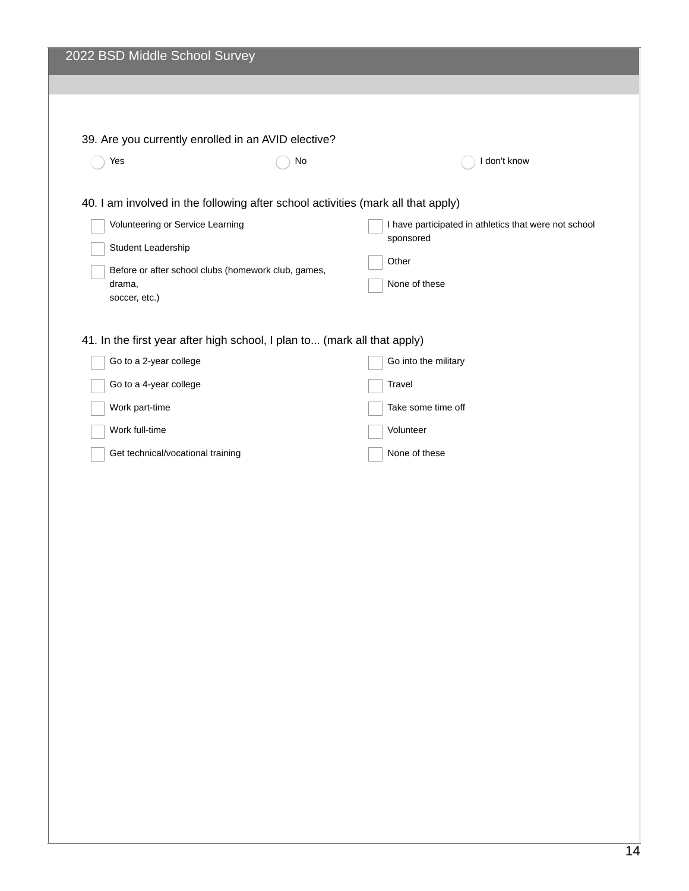## 2022 BSD Middle School Survey

39. Are you currently enrolled in an AVID elective?

- ◯ Yes
- ◯ No
- ◯ I don't know

40. I am involved in the following after school activities (mark all that apply)

- ☐ Volunteering or Service Learning
- ☐ Student Leadership
- ☐ Before or after school clubs (homework club, games, drama, soccer, etc.)
- ☐ I have participated in athletics that were not school sponsored
- ☐ Other
- ☐ None of these

41. In the first year after high school, I plan to... (mark all that apply)

- ☐ Go to a 2-year college
- ☐ Go to a 4-year college
- ☐ Work part-time
- ☐ Work full-time
- ☐ Get technical/vocational training
- ☐ Go into the military
- ☐ Travel
- ☐ Take some time off
- ☐ Volunteer
- ☐ None of these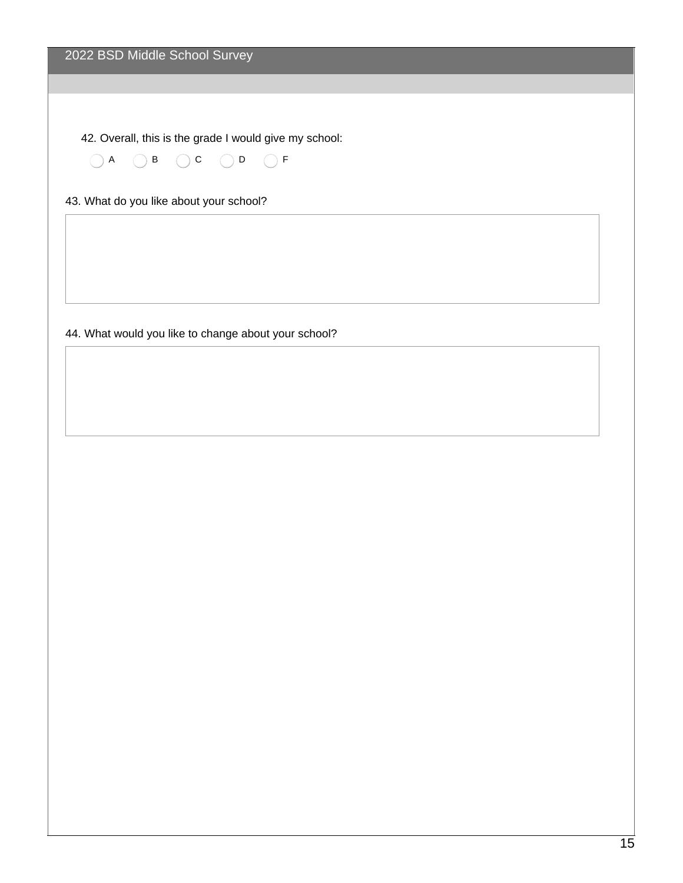42. Overall, this is the grade I would give my school:

- ◯ A
- ◯ B
- ◯ C
- ◯ D
- ◯ F

43. What do you like about your school?

44. What would you like to change about your school?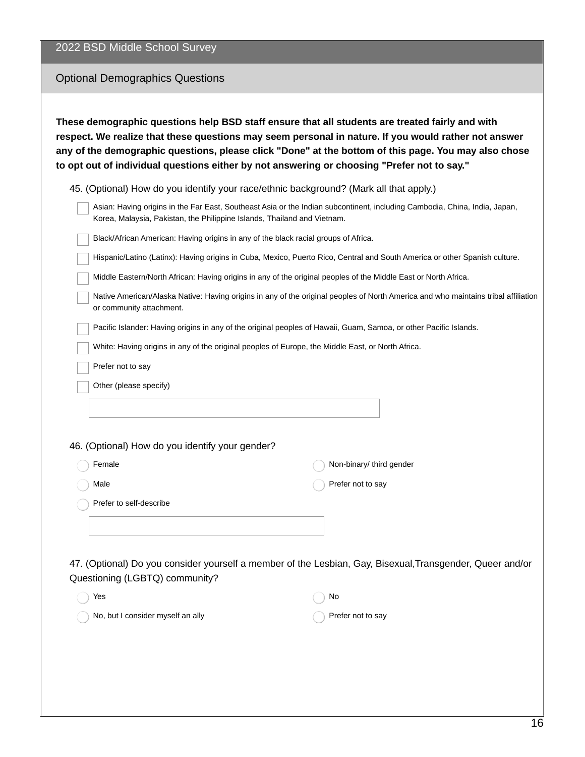## 2022 BSD Middle School Survey

### Optional Demographics Questions

**These demographic questions help BSD staff ensure that all students are treated fairly and with respect. We realize that these questions may seem personal in nature. If you would rather not answer any of the demographic questions, please click "Done" at the bottom of this page. You may also chose to opt out of individual questions either by not answering or choosing "Prefer not to say."**

45. (Optional) How do you identify your race/ethnic background? (Mark all that apply.)

- [ ] Asian: Having origins in the Far East, Southeast Asia or the Indian subcontinent, including Cambodia, China, India, Japan, Korea, Malaysia, Pakistan, the Philippine Islands, Thailand and Vietnam.
- [ ] Black/African American: Having origins in any of the black racial groups of Africa.
- [ ] Hispanic/Latino (Latinx): Having origins in Cuba, Mexico, Puerto Rico, Central and South America or other Spanish culture.
- [ ] Middle Eastern/North African: Having origins in any of the original peoples of the Middle East or North Africa.
- [ ] Native American/Alaska Native: Having origins in any of the original peoples of North America and who maintains tribal affiliation or community attachment.
- [ ] Pacific Islander: Having origins in any of the original peoples of Hawaii, Guam, Samoa, or other Pacific Islands.
- [ ] White: Having origins in any of the original peoples of Europe, the Middle East, or North Africa.
- [ ] Prefer not to say
- [ ] Other (please specify)

\_\_\_\_\_\_\_\_\_\_\_\_\_\_\_\_\_\_\_\_

46. (Optional) How do you identify your gender?

- ○ Female
- ○ Male
- ○ Prefer to self-describe
- ○ Non-binary/ third gender
- ○ Prefer not to say

\_\_\_\_\_\_\_\_\_\_\_\_\_\_\_\_\_\_\_\_

47. (Optional) Do you consider yourself a member of the Lesbian, Gay, Bisexual,Transgender, Queer and/or Questioning (LGBTQ) community?

- ○ Yes
- ○ No, but I consider myself an ally
- ○ No
- ○ Prefer not to say